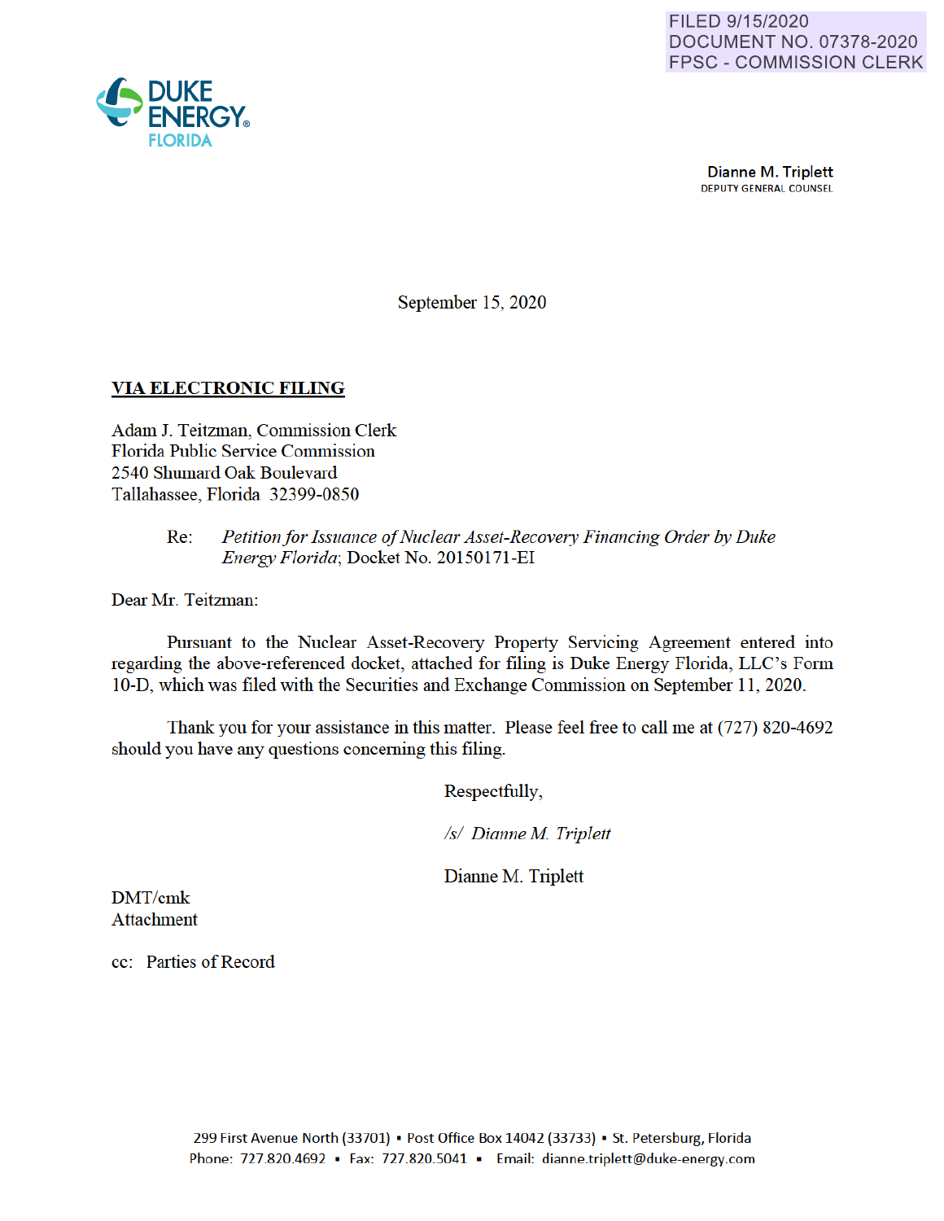FILED 9/15/2020
DOCUMENT NO. 07378-2020
FPSC - COMMISSION CLERK

DUKE ENERGY FLORIDA

**Dianne M. Triplett**
DEPUTY GENERAL COUNSEL

September 15, 2020

**VIA ELECTRONIC FILING**

Adam J. Teitzman, Commission Clerk
Florida Public Service Commission
2540 Shumard Oak Boulevard
Tallahassee, Florida 32399-0850

Re: *Petition for Issuance of Nuclear Asset-Recovery Financing Order by Duke Energy Florida*; Docket No. 20150171-EI

Dear Mr. Teitzman:

Pursuant to the Nuclear Asset-Recovery Property Servicing Agreement entered into regarding the above-referenced docket, attached for filing is Duke Energy Florida, LLC's Form 10-D, which was filed with the Securities and Exchange Commission on September 11, 2020.

Thank you for your assistance in this matter. Please feel free to call me at (727) 820-4692 should you have any questions concerning this filing.

Respectfully,

*/s/ Dianne M. Triplett*

Dianne M. Triplett

DMT/cmk
Attachment

cc: Parties of Record

299 First Avenue North (33701) ▪ Post Office Box 14042 (33733) ▪ St. Petersburg, Florida
Phone: 727.820.4692 ▪ Fax: 727.820.5041 ▪ Email: dianne.triplett@duke-energy.com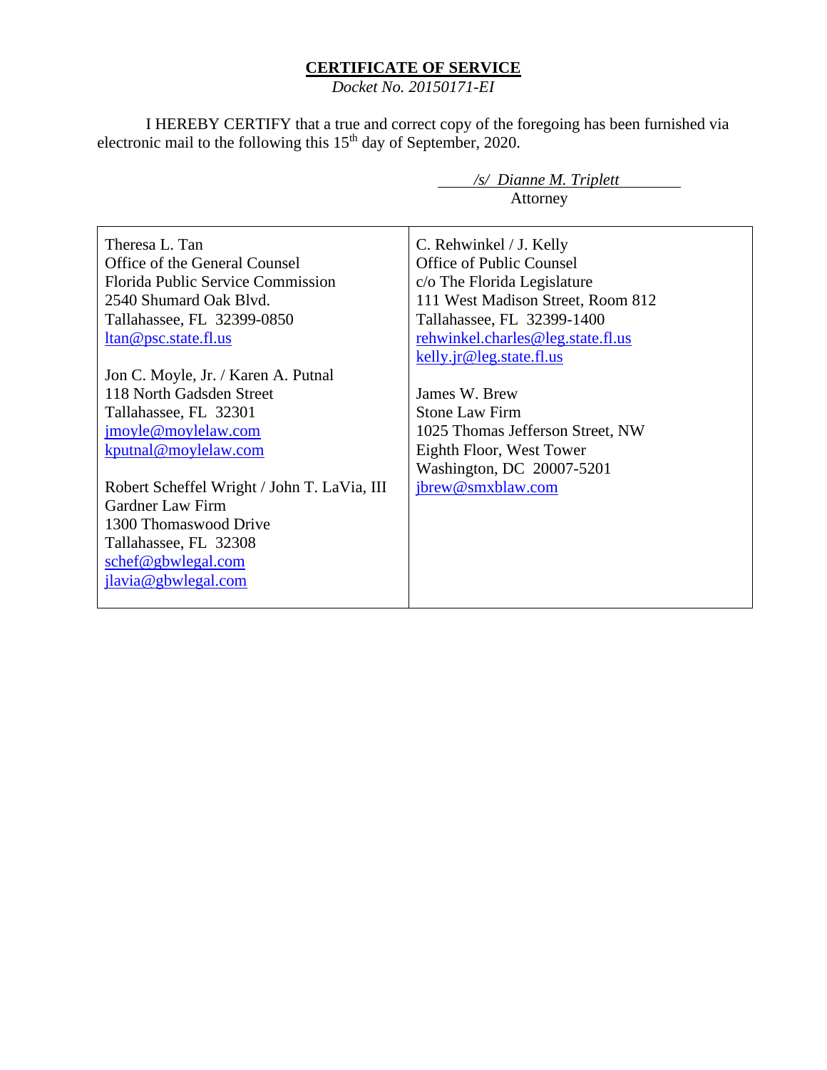**CERTIFICATE OF SERVICE**

*Docket No. 20150171-EI*

I HEREBY CERTIFY that a true and correct copy of the foregoing has been furnished via electronic mail to the following this 15th day of September, 2020.

*/s/ Dianne M. Triplett*
Attorney

| | |
|---|---|
| Theresa L. Tan<br>Office of the General Counsel<br>Florida Public Service Commission<br>2540 Shumard Oak Blvd.<br>Tallahassee, FL 32399-0850<br>ltan@psc.state.fl.us<br><br>Jon C. Moyle, Jr. / Karen A. Putnal<br>118 North Gadsden Street<br>Tallahassee, FL 32301<br>jmoyle@moylelaw.com<br>kputnal@moylelaw.com<br><br>Robert Scheffel Wright / John T. LaVia, III<br>Gardner Law Firm<br>1300 Thomaswood Drive<br>Tallahassee, FL 32308<br>schef@gbwlegal.com<br>jlavia@gbwlegal.com | C. Rehwinkel / J. Kelly<br>Office of Public Counsel<br>c/o The Florida Legislature<br>111 West Madison Street, Room 812<br>Tallahassee, FL 32399-1400<br>rehwinkel.charles@leg.state.fl.us<br>kelly.jr@leg.state.fl.us<br><br>James W. Brew<br>Stone Law Firm<br>1025 Thomas Jefferson Street, NW<br>Eighth Floor, West Tower<br>Washington, DC 20007-5201<br>jbrew@smxblaw.com |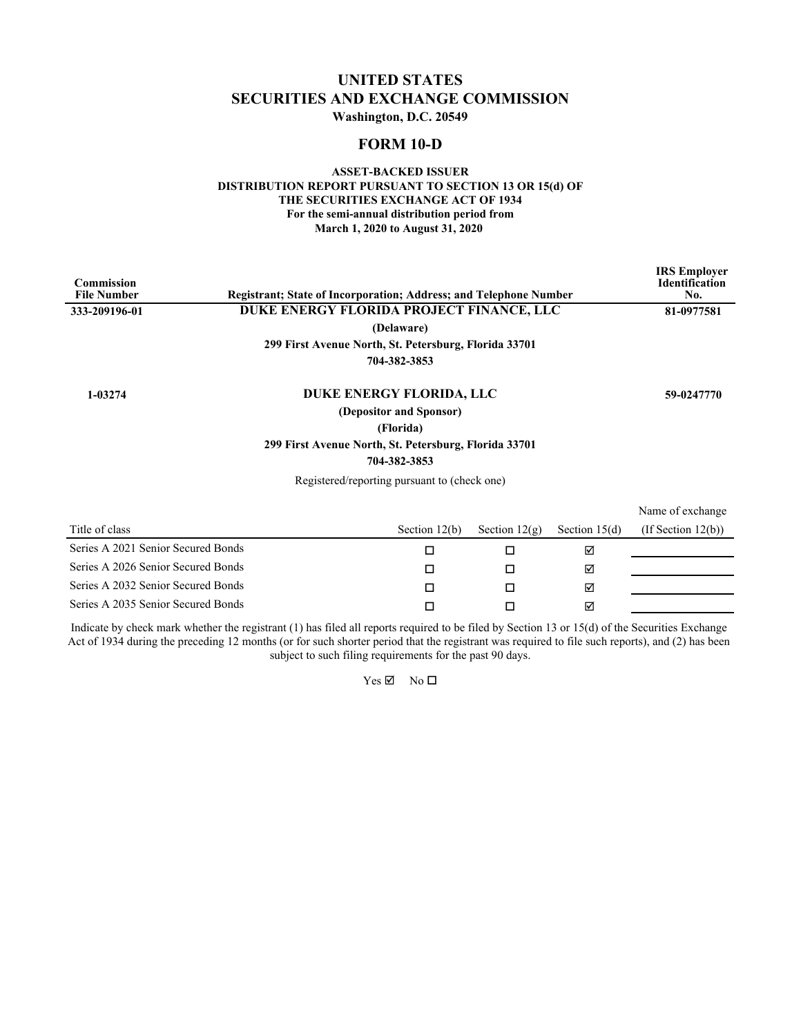# UNITED STATES
# SECURITIES AND EXCHANGE COMMISSION

**Washington, D.C. 20549**

## FORM 10-D

**ASSET-BACKED ISSUER**
**DISTRIBUTION REPORT PURSUANT TO SECTION 13 OR 15(d) OF THE SECURITIES EXCHANGE ACT OF 1934**
**For the semi-annual distribution period from**
**March 1, 2020 to August 31, 2020**

| Commission File Number | Registrant; State of Incorporation; Address; and Telephone Number | IRS Employer Identification No. |
|---|---|---|
| 333-209196-01 | **DUKE ENERGY FLORIDA PROJECT FINANCE, LLC**<br>**(Delaware)**<br>**299 First Avenue North, St. Petersburg, Florida 33701**<br>**704-382-3853** | 81-0977581 |
| 1-03274 | **DUKE ENERGY FLORIDA, LLC**<br>**(Depositor and Sponsor)**<br>**(Florida)**<br>**299 First Avenue North, St. Petersburg, Florida 33701**<br>**704-382-3853** | 59-0247770 |

Registered/reporting pursuant to (check one)

| Title of class | Section 12(b) | Section 12(g) | Section 15(d) | Name of exchange (If Section 12(b)) |
|---|---|---|---|---|
| Series A 2021 Senior Secured Bonds | ☐ | ☐ | ☑ | |
| Series A 2026 Senior Secured Bonds | ☐ | ☐ | ☑ | |
| Series A 2032 Senior Secured Bonds | ☐ | ☐ | ☑ | |
| Series A 2035 Senior Secured Bonds | ☐ | ☐ | ☑ | |

Indicate by check mark whether the registrant (1) has filed all reports required to be filed by Section 13 or 15(d) of the Securities Exchange Act of 1934 during the preceding 12 months (or for such shorter period that the registrant was required to file such reports), and (2) has been subject to such filing requirements for the past 90 days.

Yes ☑ No ☐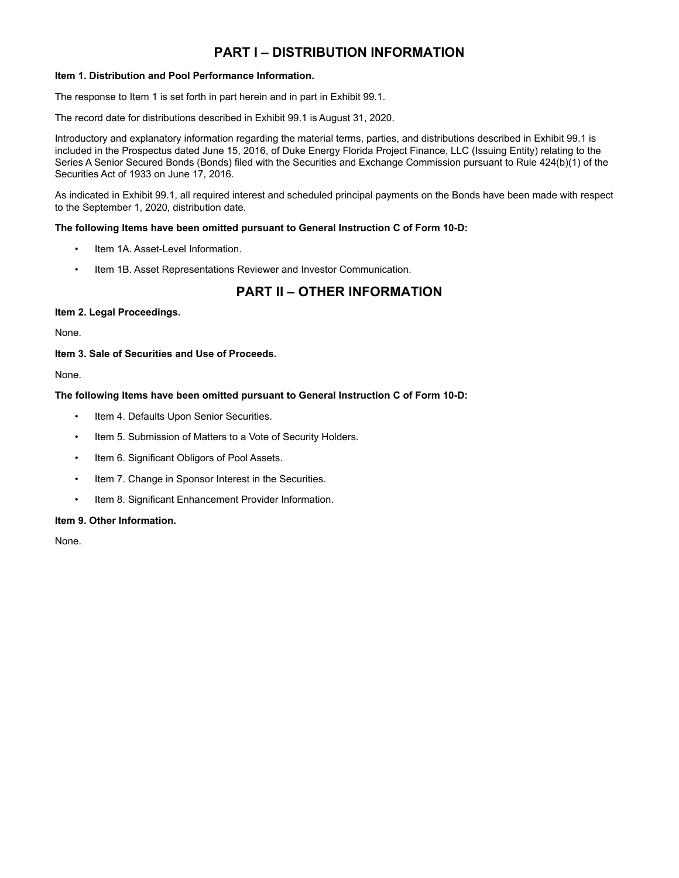# PART I – DISTRIBUTION INFORMATION

**Item 1. Distribution and Pool Performance Information.**

The response to Item 1 is set forth in part herein and in part in Exhibit 99.1.

The record date for distributions described in Exhibit 99.1 is August 31, 2020.

Introductory and explanatory information regarding the material terms, parties, and distributions described in Exhibit 99.1 is included in the Prospectus dated June 15, 2016, of Duke Energy Florida Project Finance, LLC (Issuing Entity) relating to the Series A Senior Secured Bonds (Bonds) filed with the Securities and Exchange Commission pursuant to Rule 424(b)(1) of the Securities Act of 1933 on June 17, 2016.

As indicated in Exhibit 99.1, all required interest and scheduled principal payments on the Bonds have been made with respect to the September 1, 2020, distribution date.

**The following Items have been omitted pursuant to General Instruction C of Form 10-D:**

- Item 1A. Asset-Level Information.
- Item 1B. Asset Representations Reviewer and Investor Communication.

# PART II – OTHER INFORMATION

**Item 2. Legal Proceedings.**

None.

**Item 3. Sale of Securities and Use of Proceeds.**

None.

**The following Items have been omitted pursuant to General Instruction C of Form 10-D:**

- Item 4. Defaults Upon Senior Securities.
- Item 5. Submission of Matters to a Vote of Security Holders.
- Item 6. Significant Obligors of Pool Assets.
- Item 7. Change in Sponsor Interest in the Securities.
- Item 8. Significant Enhancement Provider Information.

**Item 9. Other Information.**

None.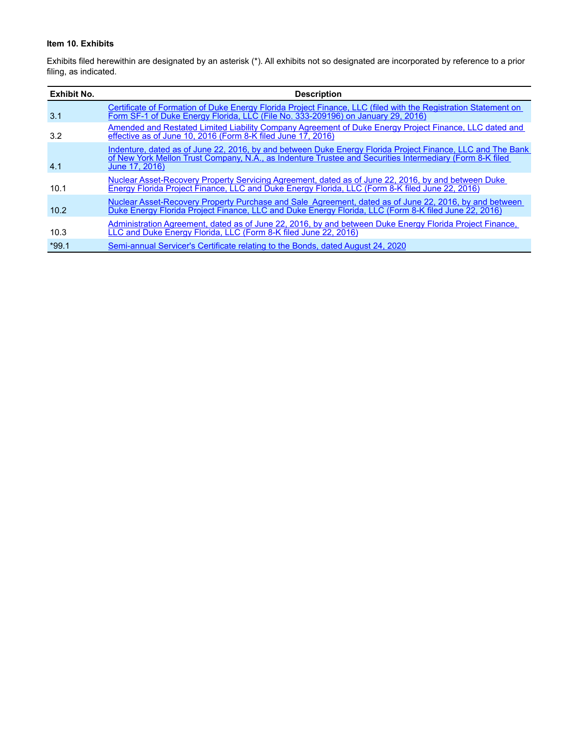**Item 10. Exhibits**

Exhibits filed herewithin are designated by an asterisk (*). All exhibits not so designated are incorporated by reference to a prior filing, as indicated.

| Exhibit No. | Description |
|---|---|
| 3.1 | Certificate of Formation of Duke Energy Florida Project Finance, LLC (filed with the Registration Statement on Form SF-1 of Duke Energy Florida, LLC (File No. 333-209196) on January 29, 2016) |
| 3.2 | Amended and Restated Limited Liability Company Agreement of Duke Energy Project Finance, LLC dated and effective as of June 10, 2016 (Form 8-K filed June 17, 2016) |
| 4.1 | Indenture, dated as of June 22, 2016, by and between Duke Energy Florida Project Finance, LLC and The Bank of New York Mellon Trust Company, N.A., as Indenture Trustee and Securities Intermediary (Form 8-K filed June 17, 2016) |
| 10.1 | Nuclear Asset-Recovery Property Servicing Agreement, dated as of June 22, 2016, by and between Duke Energy Florida Project Finance, LLC and Duke Energy Florida, LLC (Form 8-K filed June 22, 2016) |
| 10.2 | Nuclear Asset-Recovery Property Purchase and Sale Agreement, dated as of June 22, 2016, by and between Duke Energy Florida Project Finance, LLC and Duke Energy Florida, LLC (Form 8-K filed June 22, 2016) |
| 10.3 | Administration Agreement, dated as of June 22, 2016, by and between Duke Energy Florida Project Finance, LLC and Duke Energy Florida, LLC (Form 8-K filed June 22, 2016) |
| *99.1 | Semi-annual Servicer's Certificate relating to the Bonds, dated August 24, 2020 |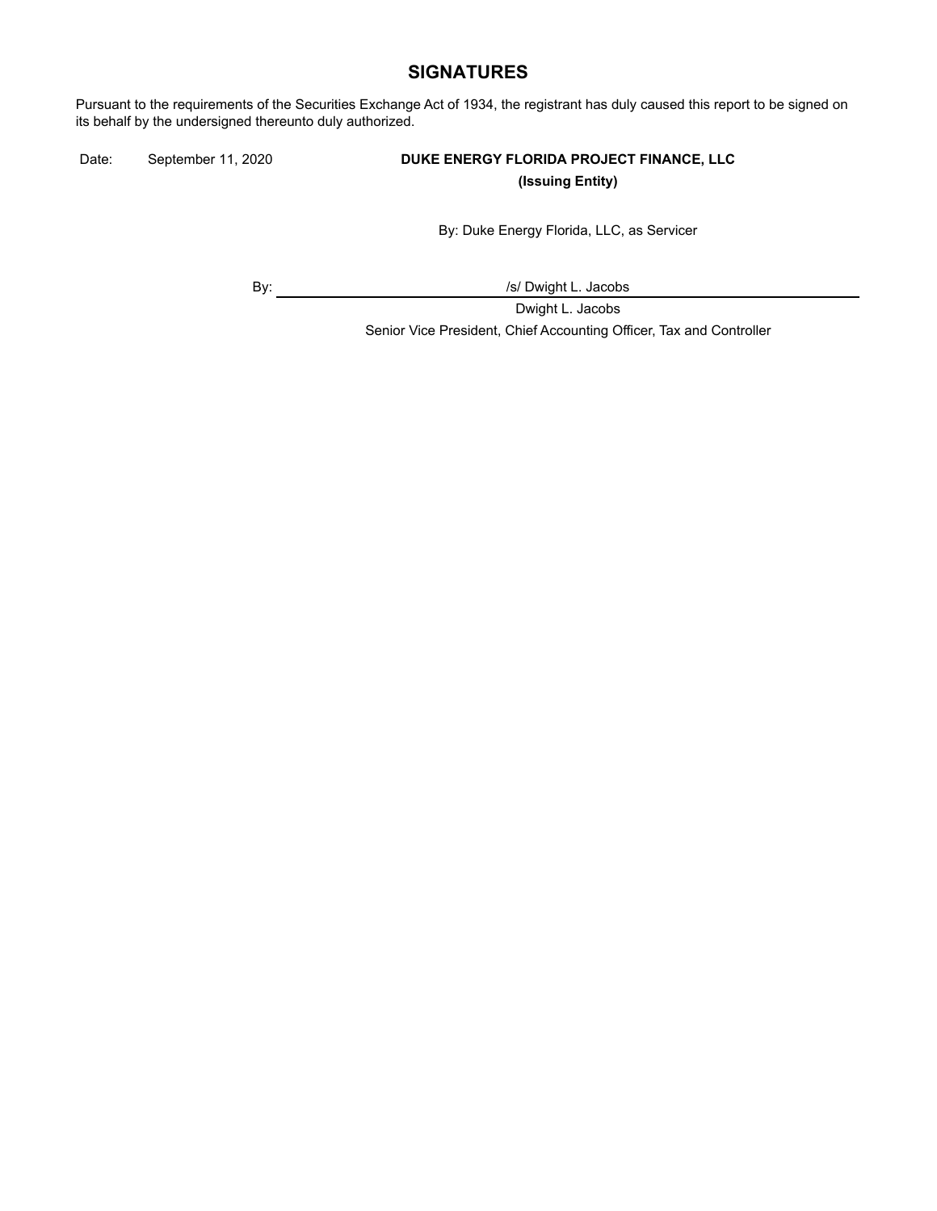## SIGNATURES

Pursuant to the requirements of the Securities Exchange Act of 1934, the registrant has duly caused this report to be signed on its behalf by the undersigned thereunto duly authorized.

Date: September 11, 2020

**DUKE ENERGY FLORIDA PROJECT FINANCE, LLC**
**(Issuing Entity)**

By: Duke Energy Florida, LLC, as Servicer

By: /s/ Dwight L. Jacobs

Dwight L. Jacobs
Senior Vice President, Chief Accounting Officer, Tax and Controller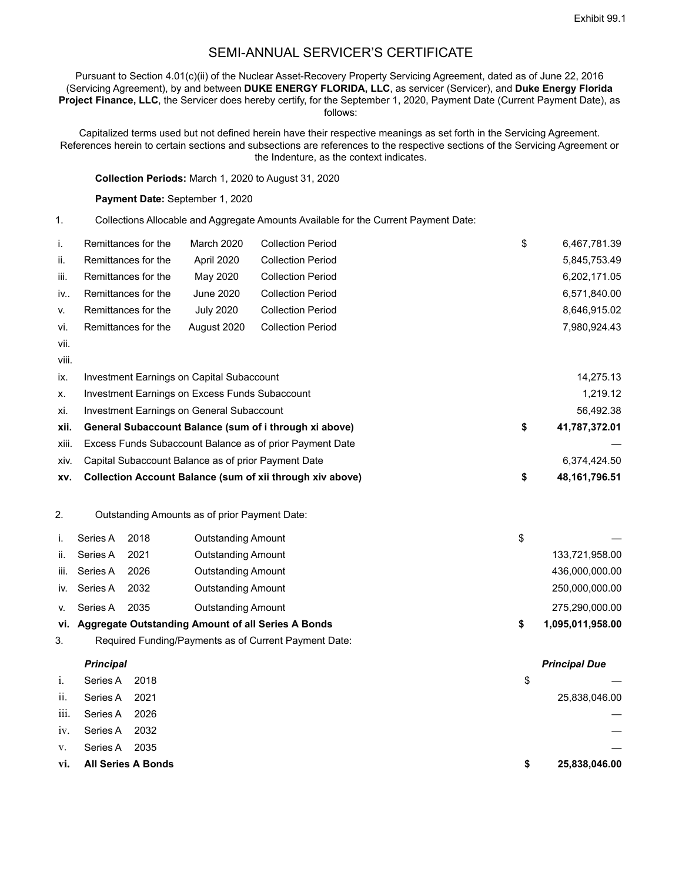Exhibit 99.1

# SEMI-ANNUAL SERVICER'S CERTIFICATE

Pursuant to Section 4.01(c)(ii) of the Nuclear Asset-Recovery Property Servicing Agreement, dated as of June 22, 2016 (Servicing Agreement), by and between **DUKE ENERGY FLORIDA, LLC**, as servicer (Servicer), and **Duke Energy Florida Project Finance, LLC**, the Servicer does hereby certify, for the September 1, 2020, Payment Date (Current Payment Date), as follows:

Capitalized terms used but not defined herein have their respective meanings as set forth in the Servicing Agreement. References herein to certain sections and subsections are references to the respective sections of the Servicing Agreement or the Indenture, as the context indicates.

**Collection Periods:** March 1, 2020 to August 31, 2020

**Payment Date:** September 1, 2020

1. Collections Allocable and Aggregate Amounts Available for the Current Payment Date:

| | | | | | |
|---|---|---|---|---|---|
| i. | Remittances for the | March 2020 | Collection Period | $ | 6,467,781.39 |
| ii. | Remittances for the | April 2020 | Collection Period | | 5,845,753.49 |
| iii. | Remittances for the | May 2020 | Collection Period | | 6,202,171.05 |
| iv.. | Remittances for the | June 2020 | Collection Period | | 6,571,840.00 |
| v. | Remittances for the | July 2020 | Collection Period | | 8,646,915.02 |
| vi. | Remittances for the | August 2020 | Collection Period | | 7,980,924.43 |
| vii. | | | | | |
| viii. | | | | | |
| ix. | Investment Earnings on Capital Subaccount | | | | 14,275.13 |
| x. | Investment Earnings on Excess Funds Subaccount | | | | 1,219.12 |
| xi. | Investment Earnings on General Subaccount | | | | 56,492.38 |
| **xii.** | **General Subaccount Balance (sum of i through xi above)** | | | **$** | **41,787,372.01** |
| xiii. | Excess Funds Subaccount Balance as of prior Payment Date | | | | — |
| xiv. | Capital Subaccount Balance as of prior Payment Date | | | | 6,374,424.50 |
| **xv.** | **Collection Account Balance (sum of xii through xiv above)** | | | **$** | **48,161,796.51** |

2. Outstanding Amounts as of prior Payment Date:

| | | | | | |
|---|---|---|---|---|---|
| i. | Series A | 2018 | Outstanding Amount | $ | — |
| ii. | Series A | 2021 | Outstanding Amount | | 133,721,958.00 |
| iii. | Series A | 2026 | Outstanding Amount | | 436,000,000.00 |
| iv. | Series A | 2032 | Outstanding Amount | | 250,000,000.00 |
| v. | Series A | 2035 | Outstanding Amount | | 275,290,000.00 |
| **vi.** | **Aggregate Outstanding Amount of all Series A Bonds** | | | **$** | **1,095,011,958.00** |

3. Required Funding/Payments as of Current Payment Date:

| | ***Principal*** | | | ***Principal Due*** |
|---|---|---|---|---|
| i. | Series A | 2018 | $ | — |
| ii. | Series A | 2021 | | 25,838,046.00 |
| iii. | Series A | 2026 | | — |
| iv. | Series A | 2032 | | — |
| v. | Series A | 2035 | | — |
| **vi.** | **All Series A Bonds** | | **$** | **25,838,046.00** |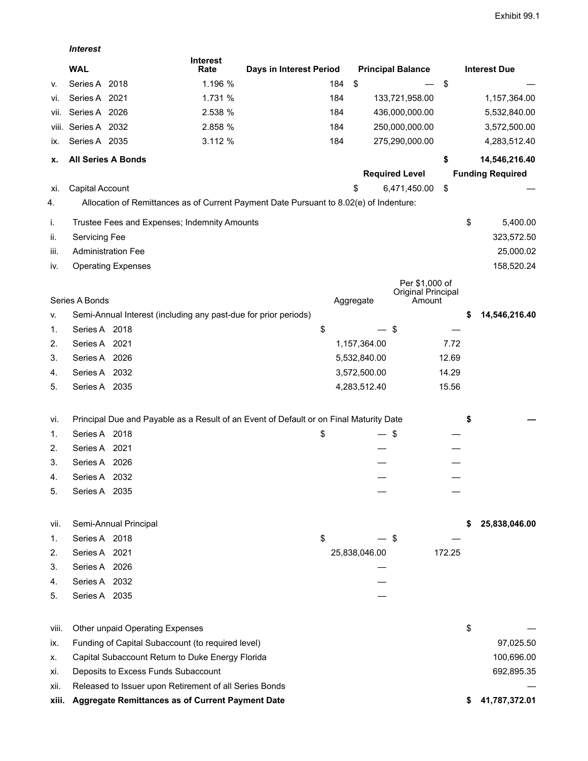Exhibit 99.1

***Interest***

| | WAL | Interest Rate | Days in Interest Period | Principal Balance | Interest Due |
|---|---|---|---|---|---|
| v. | Series A 2018 | 1.196 % | 184 | $ — | $ — |
| vi. | Series A 2021 | 1.731 % | 184 | 133,721,958.00 | 1,157,364.00 |
| vii. | Series A 2026 | 2.538 % | 184 | 436,000,000.00 | 5,532,840.00 |
| viii. | Series A 2032 | 2.858 % | 184 | 250,000,000.00 | 3,572,500.00 |
| ix. | Series A 2035 | 3.112 % | 184 | 275,290,000.00 | 4,283,512.40 |
| **x.** | **All Series A Bonds** | | | | **$ 14,546,216.40** |
| | | | | **Required Level** | **Funding Required** |
| xi. | Capital Account | | | $ 6,471,450.00 | $ — |

4. Allocation of Remittances as of Current Payment Date Pursuant to 8.02(e) of Indenture:

| | | | | |
|---|---|---|---|---|
| i. | Trustee Fees and Expenses; Indemnity Amounts | | | $ 5,400.00 |
| ii. | Servicing Fee | | | 323,572.50 |
| iii. | Administration Fee | | | 25,000.02 |
| iv. | Operating Expenses | | | 158,520.24 |
| | Series A Bonds | Aggregate | Per $1,000 of Original Principal Amount | |
| v. | Semi-Annual Interest (including any past-due for prior periods) | | | **$ 14,546,216.40** |
| 1. | Series A 2018 | $ — | $ — | |
| 2. | Series A 2021 | 1,157,364.00 | 7.72 | |
| 3. | Series A 2026 | 5,532,840.00 | 12.69 | |
| 4. | Series A 2032 | 3,572,500.00 | 14.29 | |
| 5. | Series A 2035 | 4,283,512.40 | 15.56 | |
| vi. | Principal Due and Payable as a Result of an Event of Default or on Final Maturity Date | | | **$ —** |
| 1. | Series A 2018 | $ — | $ — | |
| 2. | Series A 2021 | — | — | |
| 3. | Series A 2026 | — | — | |
| 4. | Series A 2032 | — | — | |
| 5. | Series A 2035 | — | — | |
| vii. | Semi-Annual Principal | | | **$ 25,838,046.00** |
| 1. | Series A 2018 | $ — | $ — | |
| 2. | Series A 2021 | 25,838,046.00 | 172.25 | |
| 3. | Series A 2026 | — | | |
| 4. | Series A 2032 | — | | |
| 5. | Series A 2035 | — | | |
| viii. | Other unpaid Operating Expenses | | | $ — |
| ix. | Funding of Capital Subaccount (to required level) | | | 97,025.50 |
| x. | Capital Subaccount Return to Duke Energy Florida | | | 100,696.00 |
| xi. | Deposits to Excess Funds Subaccount | | | 692,895.35 |
| xii. | Released to Issuer upon Retirement of all Series Bonds | | | — |
| **xiii.** | **Aggregate Remittances as of Current Payment Date** | | | **$ 41,787,372.01** |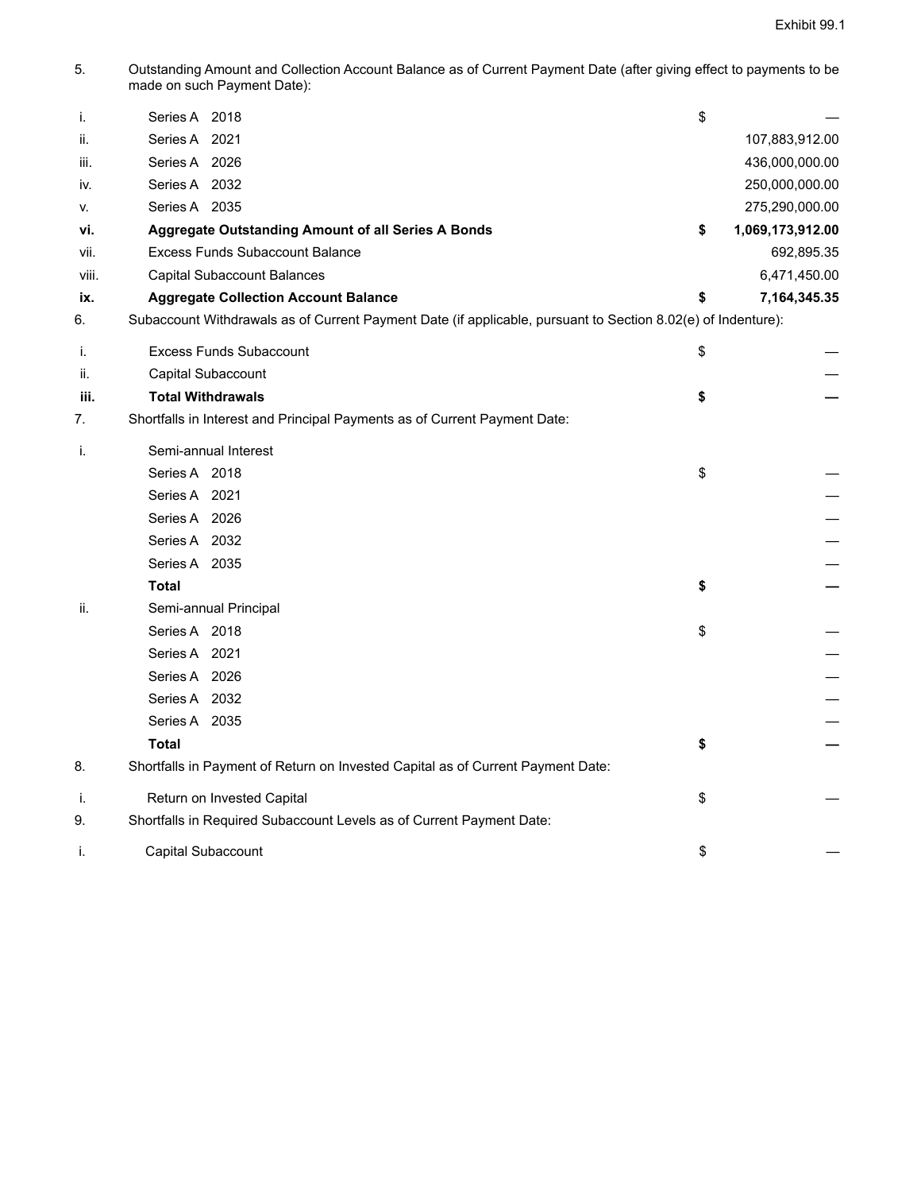Exhibit 99.1

5. Outstanding Amount and Collection Account Balance as of Current Payment Date (after giving effect to payments to be made on such Payment Date):

| | | | |
|---|---|---|---|
| i. | Series A 2018 | $ | — |
| ii. | Series A 2021 | | 107,883,912.00 |
| iii. | Series A 2026 | | 436,000,000.00 |
| iv. | Series A 2032 | | 250,000,000.00 |
| v. | Series A 2035 | | 275,290,000.00 |
| **vi.** | **Aggregate Outstanding Amount of all Series A Bonds** | **$** | **1,069,173,912.00** |
| vii. | Excess Funds Subaccount Balance | | 692,895.35 |
| viii. | Capital Subaccount Balances | | 6,471,450.00 |
| **ix.** | **Aggregate Collection Account Balance** | **$** | **7,164,345.35** |

6. Subaccount Withdrawals as of Current Payment Date (if applicable, pursuant to Section 8.02(e) of Indenture):

| | | | |
|---|---|---|---|
| i. | Excess Funds Subaccount | $ | — |
| ii. | Capital Subaccount | | — |
| **iii.** | **Total Withdrawals** | **$** | **—** |

7. Shortfalls in Interest and Principal Payments as of Current Payment Date:

| | | | |
|---|---|---|---|
| i. | Semi-annual Interest | | |
| | Series A 2018 | $ | — |
| | Series A 2021 | | — |
| | Series A 2026 | | — |
| | Series A 2032 | | — |
| | Series A 2035 | | — |
| | **Total** | **$** | **—** |
| ii. | Semi-annual Principal | | |
| | Series A 2018 | $ | — |
| | Series A 2021 | | — |
| | Series A 2026 | | — |
| | Series A 2032 | | — |
| | Series A 2035 | | — |
| | **Total** | **$** | **—** |

8. Shortfalls in Payment of Return on Invested Capital as of Current Payment Date:

| | | | |
|---|---|---|---|
| i. | Return on Invested Capital | $ | — |

9. Shortfalls in Required Subaccount Levels as of Current Payment Date:

| | | | |
|---|---|---|---|
| i. | Capital Subaccount | $ | — |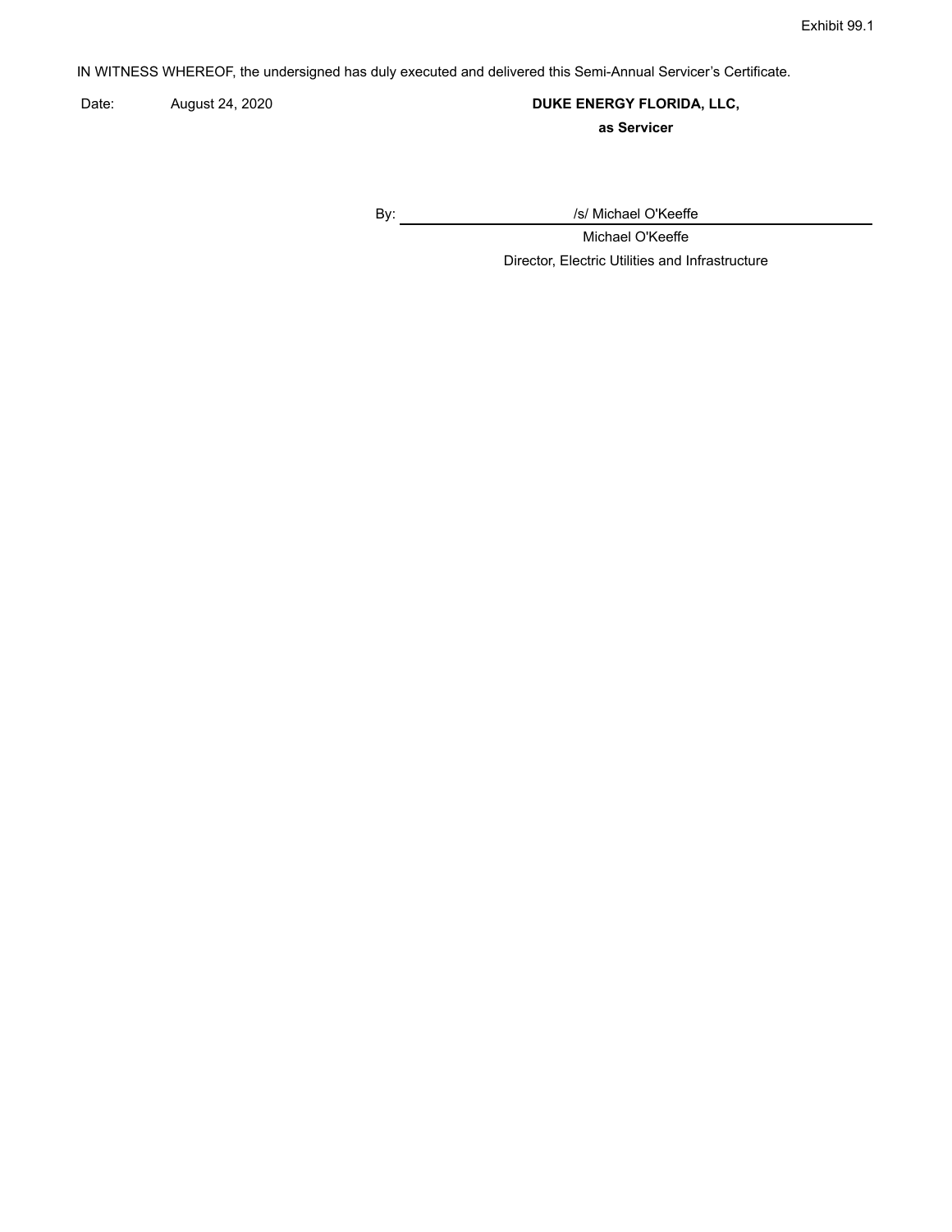Exhibit 99.1

IN WITNESS WHEREOF, the undersigned has duly executed and delivered this Semi-Annual Servicer's Certificate.

Date: August 24, 2020

**DUKE ENERGY FLORIDA, LLC,**
**as Servicer**

By: /s/ Michael O'Keeffe

Michael O'Keeffe

Director, Electric Utilities and Infrastructure